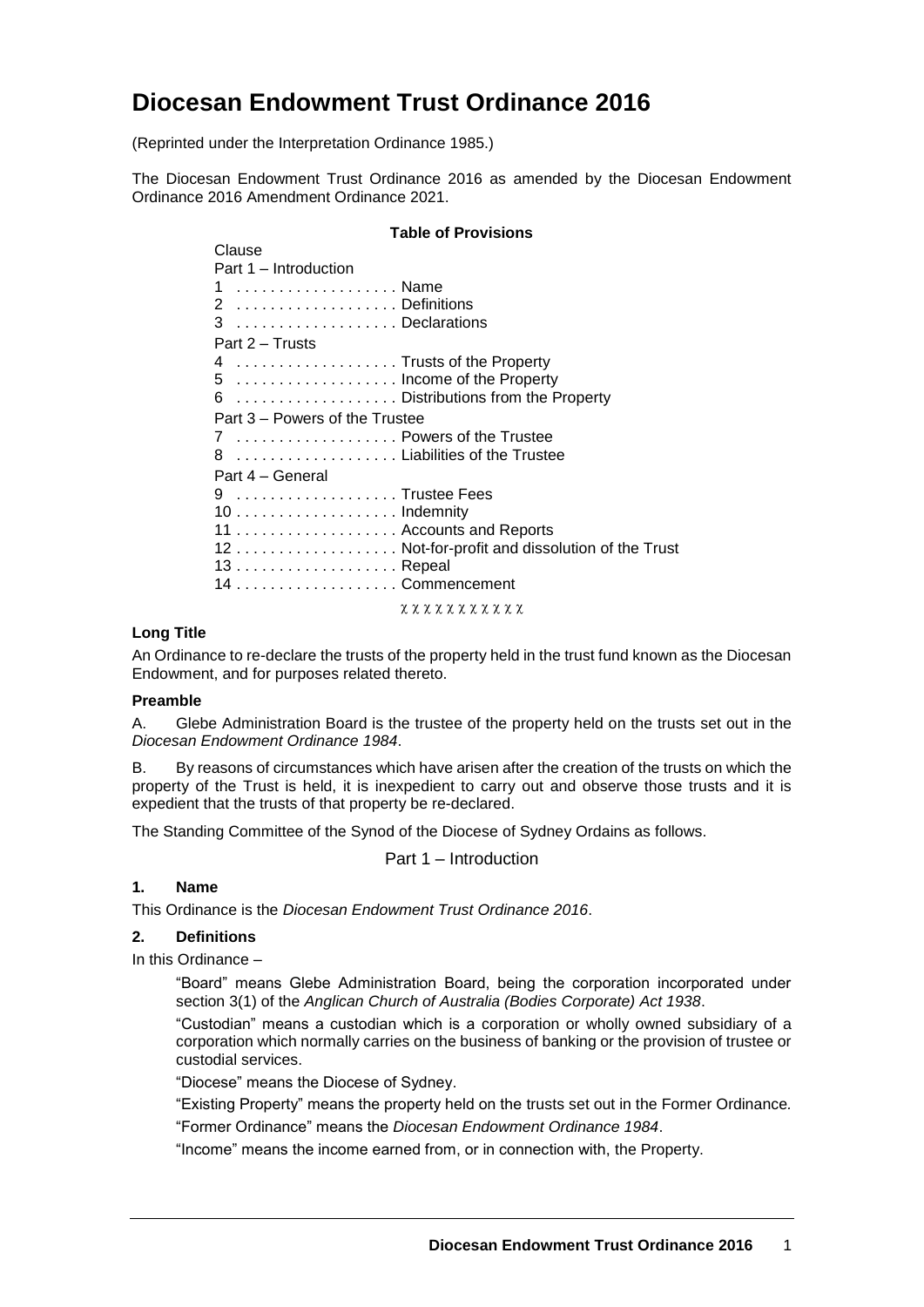# Diocesan Endowment Trust Ordinance 2016

(Reprinted under the Interpretation Ordinance 1985.)

The Diocesan Endowment Trust Ordinance 2016 as amended by the Diocesan Endowment Ordinance 2016 Amendment Ordinance 2021.

**Table of Provisions**

Clause

Part 1 – Introduction

1 . . . . . . . . . . . . . . . . . . Name
2 . . . . . . . . . . . . . . . . . . Definitions
3 . . . . . . . . . . . . . . . . . . Declarations

Part 2 – Trusts

4 . . . . . . . . . . . . . . . . . . Trusts of the Property
5 . . . . . . . . . . . . . . . . . . Income of the Property
6 . . . . . . . . . . . . . . . . . . Distributions from the Property

Part 3 – Powers of the Trustee

7 . . . . . . . . . . . . . . . . . . Powers of the Trustee
8 . . . . . . . . . . . . . . . . . . Liabilities of the Trustee

Part 4 – General

9 . . . . . . . . . . . . . . . . . . Trustee Fees
10 . . . . . . . . . . . . . . . . . . Indemnity
11 . . . . . . . . . . . . . . . . . . Accounts and Reports
12 . . . . . . . . . . . . . . . . . . Not-for-profit and dissolution of the Trust
13 . . . . . . . . . . . . . . . . . . Repeal
14 . . . . . . . . . . . . . . . . . . Commencement

χ χ χ χ χ χ χ χ χ χ χ

**Long Title**

An Ordinance to re-declare the trusts of the property held in the trust fund known as the Diocesan Endowment, and for purposes related thereto.

**Preamble**

A. Glebe Administration Board is the trustee of the property held on the trusts set out in the *Diocesan Endowment Ordinance 1984*.

B. By reasons of circumstances which have arisen after the creation of the trusts on which the property of the Trust is held, it is inexpedient to carry out and observe those trusts and it is expedient that the trusts of that property be re-declared.

The Standing Committee of the Synod of the Diocese of Sydney Ordains as follows.

## Part 1 – Introduction

### 1. Name

This Ordinance is the *Diocesan Endowment Trust Ordinance 2016*.

### 2. Definitions

In this Ordinance –

"Board" means Glebe Administration Board, being the corporation incorporated under section 3(1) of the *Anglican Church of Australia (Bodies Corporate) Act 1938*.

"Custodian" means a custodian which is a corporation or wholly owned subsidiary of a corporation which normally carries on the business of banking or the provision of trustee or custodial services.

"Diocese" means the Diocese of Sydney.

"Existing Property" means the property held on the trusts set out in the Former Ordinance.

"Former Ordinance" means the *Diocesan Endowment Ordinance 1984*.

"Income" means the income earned from, or in connection with, the Property.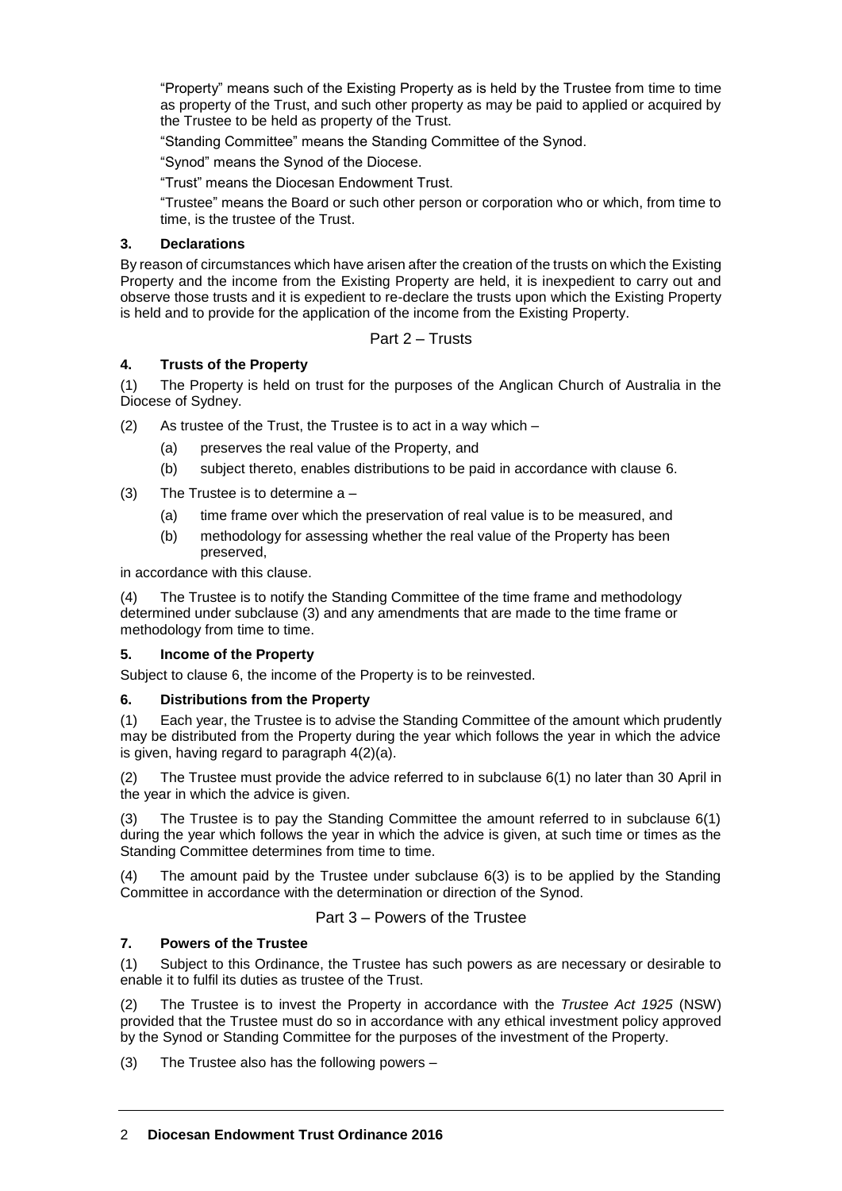"Property" means such of the Existing Property as is held by the Trustee from time to time as property of the Trust, and such other property as may be paid to applied or acquired by the Trustee to be held as property of the Trust.

"Standing Committee" means the Standing Committee of the Synod.

"Synod" means the Synod of the Diocese.

"Trust" means the Diocesan Endowment Trust.

"Trustee" means the Board or such other person or corporation who or which, from time to time, is the trustee of the Trust.

### 3. Declarations

By reason of circumstances which have arisen after the creation of the trusts on which the Existing Property and the income from the Existing Property are held, it is inexpedient to carry out and observe those trusts and it is expedient to re-declare the trusts upon which the Existing Property is held and to provide for the application of the income from the Existing Property.

## Part 2 – Trusts

### 4. Trusts of the Property

(1) The Property is held on trust for the purposes of the Anglican Church of Australia in the Diocese of Sydney.

(2) As trustee of the Trust, the Trustee is to act in a way which –

- (a) preserves the real value of the Property, and
- (b) subject thereto, enables distributions to be paid in accordance with clause 6.

(3) The Trustee is to determine a –

- (a) time frame over which the preservation of real value is to be measured, and
- (b) methodology for assessing whether the real value of the Property has been preserved,

in accordance with this clause.

(4) The Trustee is to notify the Standing Committee of the time frame and methodology determined under subclause (3) and any amendments that are made to the time frame or methodology from time to time.

### 5. Income of the Property

Subject to clause 6, the income of the Property is to be reinvested.

### 6. Distributions from the Property

(1) Each year, the Trustee is to advise the Standing Committee of the amount which prudently may be distributed from the Property during the year which follows the year in which the advice is given, having regard to paragraph 4(2)(a).

(2) The Trustee must provide the advice referred to in subclause 6(1) no later than 30 April in the year in which the advice is given.

(3) The Trustee is to pay the Standing Committee the amount referred to in subclause 6(1) during the year which follows the year in which the advice is given, at such time or times as the Standing Committee determines from time to time.

(4) The amount paid by the Trustee under subclause 6(3) is to be applied by the Standing Committee in accordance with the determination or direction of the Synod.

## Part 3 – Powers of the Trustee

### 7. Powers of the Trustee

(1) Subject to this Ordinance, the Trustee has such powers as are necessary or desirable to enable it to fulfil its duties as trustee of the Trust.

(2) The Trustee is to invest the Property in accordance with the *Trustee Act 1925* (NSW) provided that the Trustee must do so in accordance with any ethical investment policy approved by the Synod or Standing Committee for the purposes of the investment of the Property.

(3) The Trustee also has the following powers –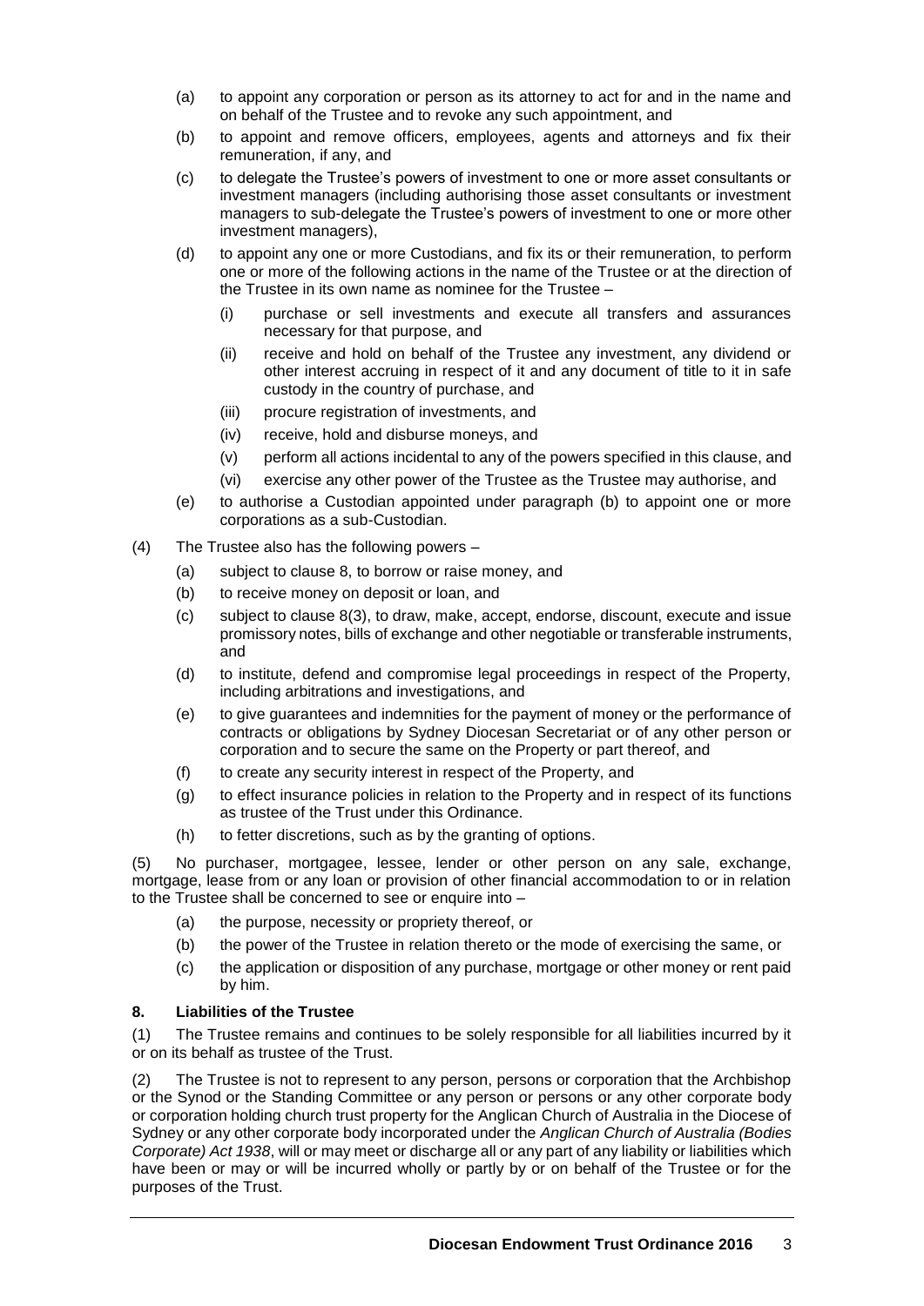(a) to appoint any corporation or person as its attorney to act for and in the name and on behalf of the Trustee and to revoke any such appointment, and

(b) to appoint and remove officers, employees, agents and attorneys and fix their remuneration, if any, and

(c) to delegate the Trustee's powers of investment to one or more asset consultants or investment managers (including authorising those asset consultants or investment managers to sub-delegate the Trustee's powers of investment to one or more other investment managers),

(d) to appoint any one or more Custodians, and fix its or their remuneration, to perform one or more of the following actions in the name of the Trustee or at the direction of the Trustee in its own name as nominee for the Trustee –

   (i) purchase or sell investments and execute all transfers and assurances necessary for that purpose, and

   (ii) receive and hold on behalf of the Trustee any investment, any dividend or other interest accruing in respect of it and any document of title to it in safe custody in the country of purchase, and

   (iii) procure registration of investments, and

   (iv) receive, hold and disburse moneys, and

   (v) perform all actions incidental to any of the powers specified in this clause, and

   (vi) exercise any other power of the Trustee as the Trustee may authorise, and

(e) to authorise a Custodian appointed under paragraph (b) to appoint one or more corporations as a sub-Custodian.

(4) The Trustee also has the following powers –

(a) subject to clause 8, to borrow or raise money, and

(b) to receive money on deposit or loan, and

(c) subject to clause 8(3), to draw, make, accept, endorse, discount, execute and issue promissory notes, bills of exchange and other negotiable or transferable instruments, and

(d) to institute, defend and compromise legal proceedings in respect of the Property, including arbitrations and investigations, and

(e) to give guarantees and indemnities for the payment of money or the performance of contracts or obligations by Sydney Diocesan Secretariat or of any other person or corporation and to secure the same on the Property or part thereof, and

(f) to create any security interest in respect of the Property, and

(g) to effect insurance policies in relation to the Property and in respect of its functions as trustee of the Trust under this Ordinance.

(h) to fetter discretions, such as by the granting of options.

(5) No purchaser, mortgagee, lessee, lender or other person on any sale, exchange, mortgage, lease from or any loan or provision of other financial accommodation to or in relation to the Trustee shall be concerned to see or enquire into –

(a) the purpose, necessity or propriety thereof, or

(b) the power of the Trustee in relation thereto or the mode of exercising the same, or

(c) the application or disposition of any purchase, mortgage or other money or rent paid by him.

**8. Liabilities of the Trustee**

(1) The Trustee remains and continues to be solely responsible for all liabilities incurred by it or on its behalf as trustee of the Trust.

(2) The Trustee is not to represent to any person, persons or corporation that the Archbishop or the Synod or the Standing Committee or any person or persons or any other corporate body or corporation holding church trust property for the Anglican Church of Australia in the Diocese of Sydney or any other corporate body incorporated under the *Anglican Church of Australia (Bodies Corporate) Act 1938*, will or may meet or discharge all or any part of any liability or liabilities which have been or may or will be incurred wholly or partly by or on behalf of the Trustee or for the purposes of the Trust.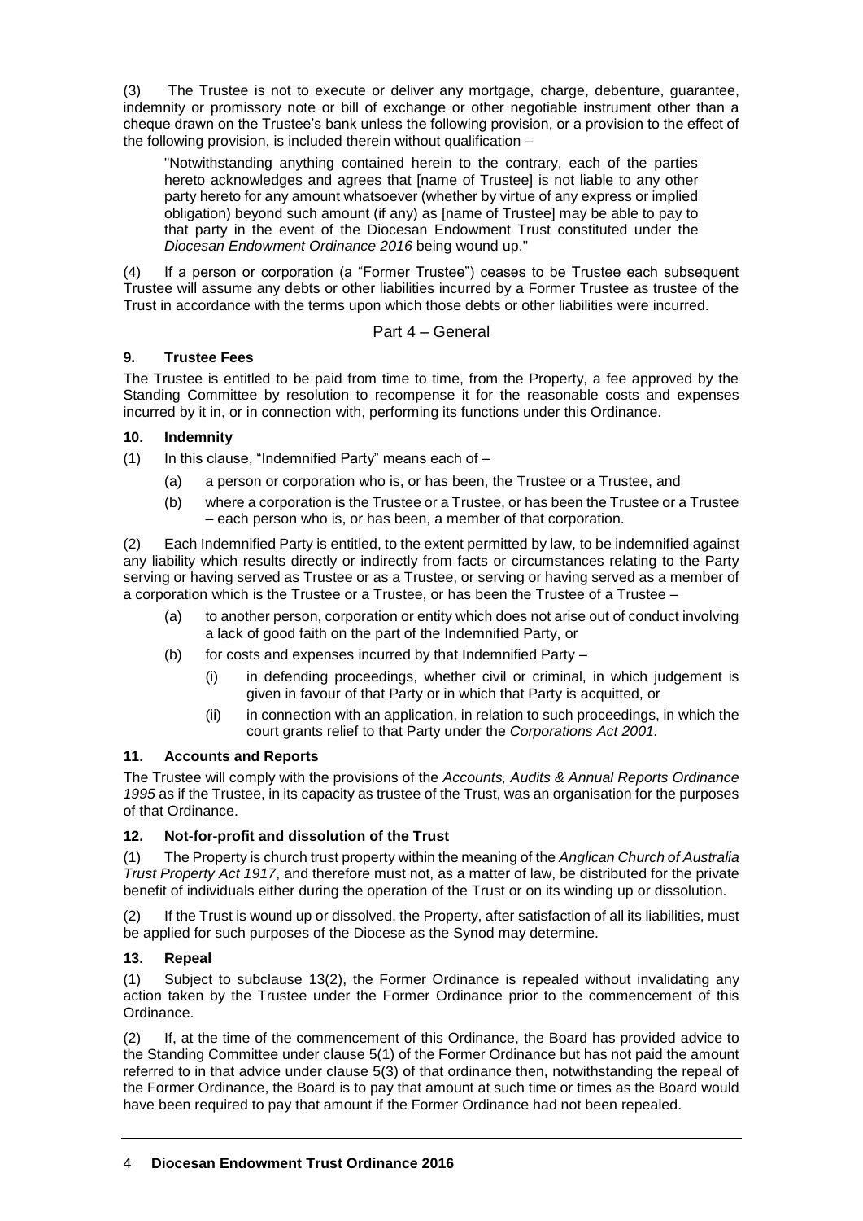(3) The Trustee is not to execute or deliver any mortgage, charge, debenture, guarantee, indemnity or promissory note or bill of exchange or other negotiable instrument other than a cheque drawn on the Trustee's bank unless the following provision, or a provision to the effect of the following provision, is included therein without qualification –

> "Notwithstanding anything contained herein to the contrary, each of the parties hereto acknowledges and agrees that [name of Trustee] is not liable to any other party hereto for any amount whatsoever (whether by virtue of any express or implied obligation) beyond such amount (if any) as [name of Trustee] may be able to pay to that party in the event of the Diocesan Endowment Trust constituted under the *Diocesan Endowment Ordinance 2016* being wound up."

(4) If a person or corporation (a "Former Trustee") ceases to be Trustee each subsequent Trustee will assume any debts or other liabilities incurred by a Former Trustee as trustee of the Trust in accordance with the terms upon which those debts or other liabilities were incurred.

## Part 4 – General

### 9. Trustee Fees

The Trustee is entitled to be paid from time to time, from the Property, a fee approved by the Standing Committee by resolution to recompense it for the reasonable costs and expenses incurred by it in, or in connection with, performing its functions under this Ordinance.

### 10. Indemnity

(1) In this clause, "Indemnified Party" means each of –

- (a) a person or corporation who is, or has been, the Trustee or a Trustee, and
- (b) where a corporation is the Trustee or a Trustee, or has been the Trustee or a Trustee – each person who is, or has been, a member of that corporation.

(2) Each Indemnified Party is entitled, to the extent permitted by law, to be indemnified against any liability which results directly or indirectly from facts or circumstances relating to the Party serving or having served as Trustee or as a Trustee, or serving or having served as a member of a corporation which is the Trustee or a Trustee, or has been the Trustee of a Trustee –

- (a) to another person, corporation or entity which does not arise out of conduct involving a lack of good faith on the part of the Indemnified Party, or
- (b) for costs and expenses incurred by that Indemnified Party –
  - (i) in defending proceedings, whether civil or criminal, in which judgement is given in favour of that Party or in which that Party is acquitted, or
  - (ii) in connection with an application, in relation to such proceedings, in which the court grants relief to that Party under the *Corporations Act 2001.*

### 11. Accounts and Reports

The Trustee will comply with the provisions of the *Accounts, Audits & Annual Reports Ordinance 1995* as if the Trustee, in its capacity as trustee of the Trust, was an organisation for the purposes of that Ordinance.

### 12. Not-for-profit and dissolution of the Trust

(1) The Property is church trust property within the meaning of the *Anglican Church of Australia Trust Property Act 1917*, and therefore must not, as a matter of law, be distributed for the private benefit of individuals either during the operation of the Trust or on its winding up or dissolution.

(2) If the Trust is wound up or dissolved, the Property, after satisfaction of all its liabilities, must be applied for such purposes of the Diocese as the Synod may determine.

### 13. Repeal

(1) Subject to subclause 13(2), the Former Ordinance is repealed without invalidating any action taken by the Trustee under the Former Ordinance prior to the commencement of this Ordinance.

(2) If, at the time of the commencement of this Ordinance, the Board has provided advice to the Standing Committee under clause 5(1) of the Former Ordinance but has not paid the amount referred to in that advice under clause 5(3) of that ordinance then, notwithstanding the repeal of the Former Ordinance, the Board is to pay that amount at such time or times as the Board would have been required to pay that amount if the Former Ordinance had not been repealed.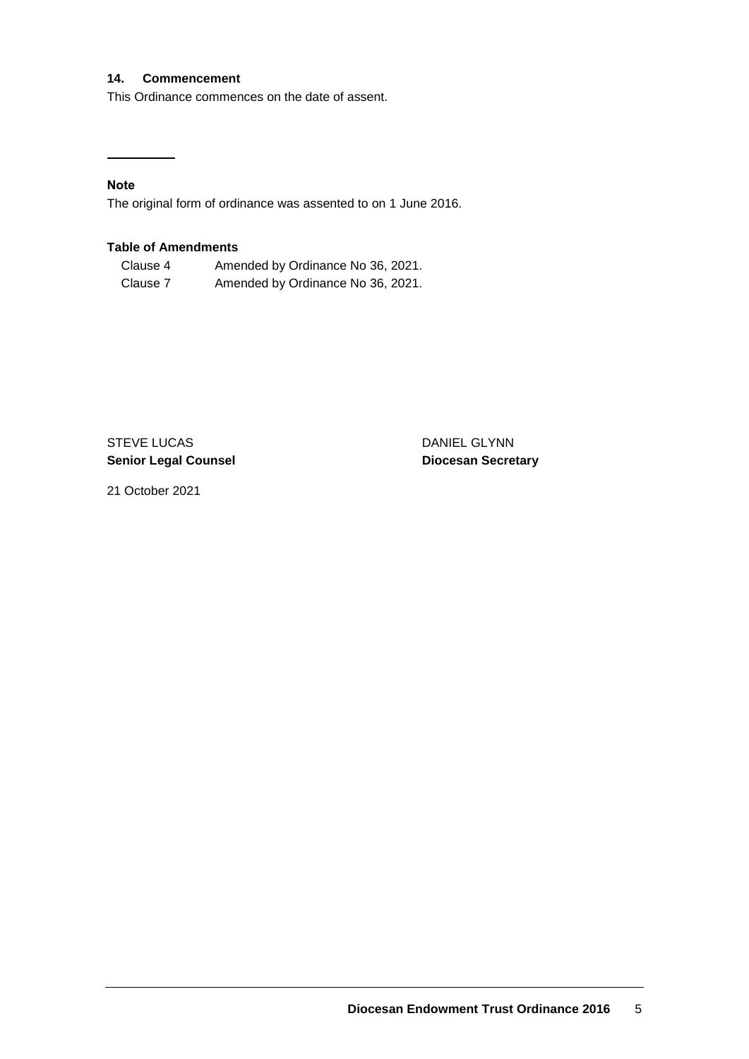### 14. Commencement

This Ordinance commences on the date of assent.

---

**Note**

The original form of ordinance was assented to on 1 June 2016.

**Table of Amendments**

| | |
|---|---|
| Clause 4 | Amended by Ordinance No 36, 2021. |
| Clause 7 | Amended by Ordinance No 36, 2021. |

STEVE LUCAS
**Senior Legal Counsel**

DANIEL GLYNN
**Diocesan Secretary**

21 October 2021